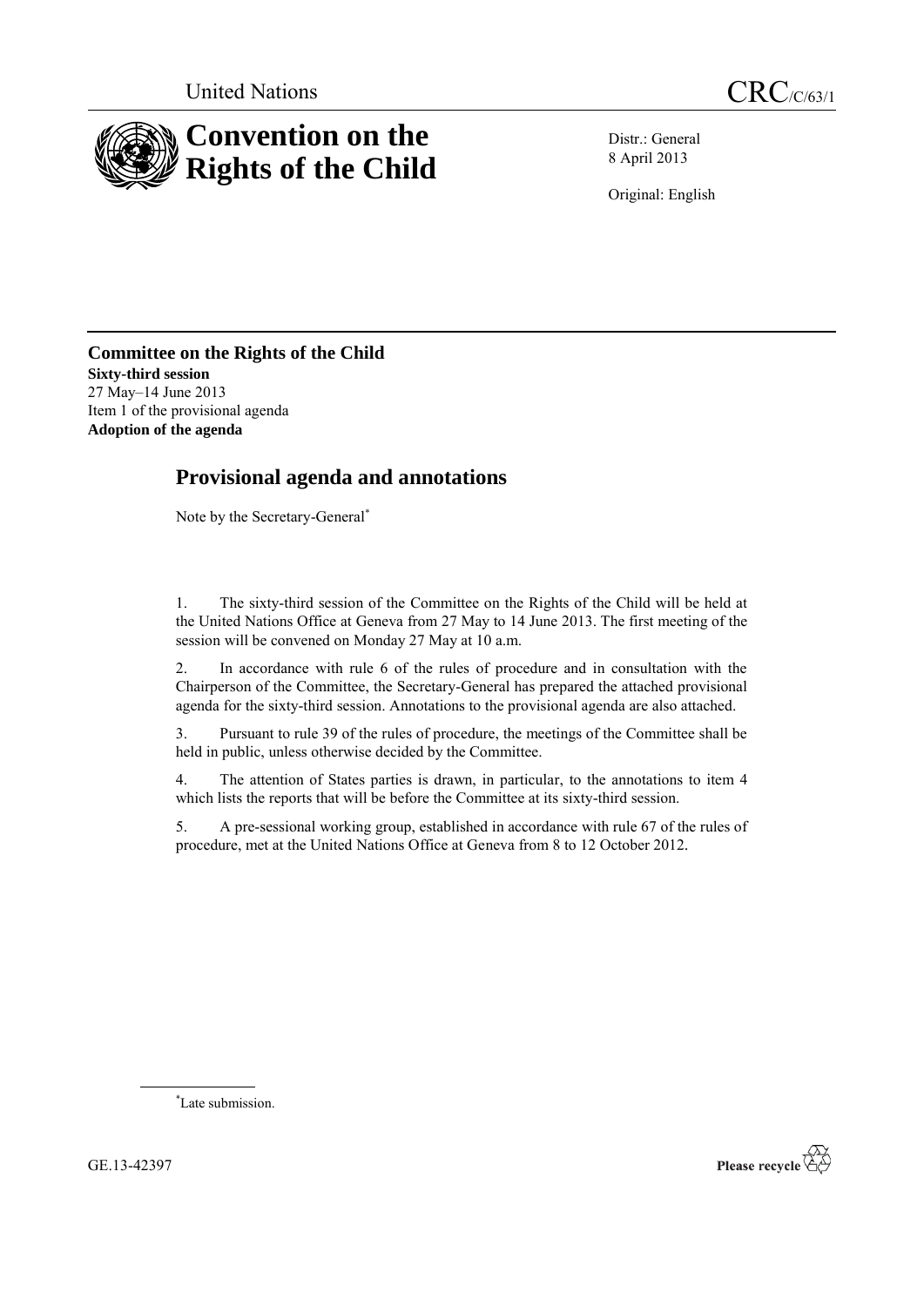United Nations

CRC/C/63/1

# Convention on the Rights of the Child

Distr.: General
8 April 2013

Original: English

**Committee on the Rights of the Child**
**Sixty-third session**
27 May–14 June 2013
Item 1 of the provisional agenda
**Adoption of the agenda**

## Provisional agenda and annotations

Note by the Secretary-General*

1. The sixty-third session of the Committee on the Rights of the Child will be held at the United Nations Office at Geneva from 27 May to 14 June 2013. The first meeting of the session will be convened on Monday 27 May at 10 a.m.

2. In accordance with rule 6 of the rules of procedure and in consultation with the Chairperson of the Committee, the Secretary-General has prepared the attached provisional agenda for the sixty-third session. Annotations to the provisional agenda are also attached.

3. Pursuant to rule 39 of the rules of procedure, the meetings of the Committee shall be held in public, unless otherwise decided by the Committee.

4. The attention of States parties is drawn, in particular, to the annotations to item 4 which lists the reports that will be before the Committee at its sixty-third session.

5. A pre-sessional working group, established in accordance with rule 67 of the rules of procedure, met at the United Nations Office at Geneva from 8 to 12 October 2012.

---

* Late submission.

GE.13-42397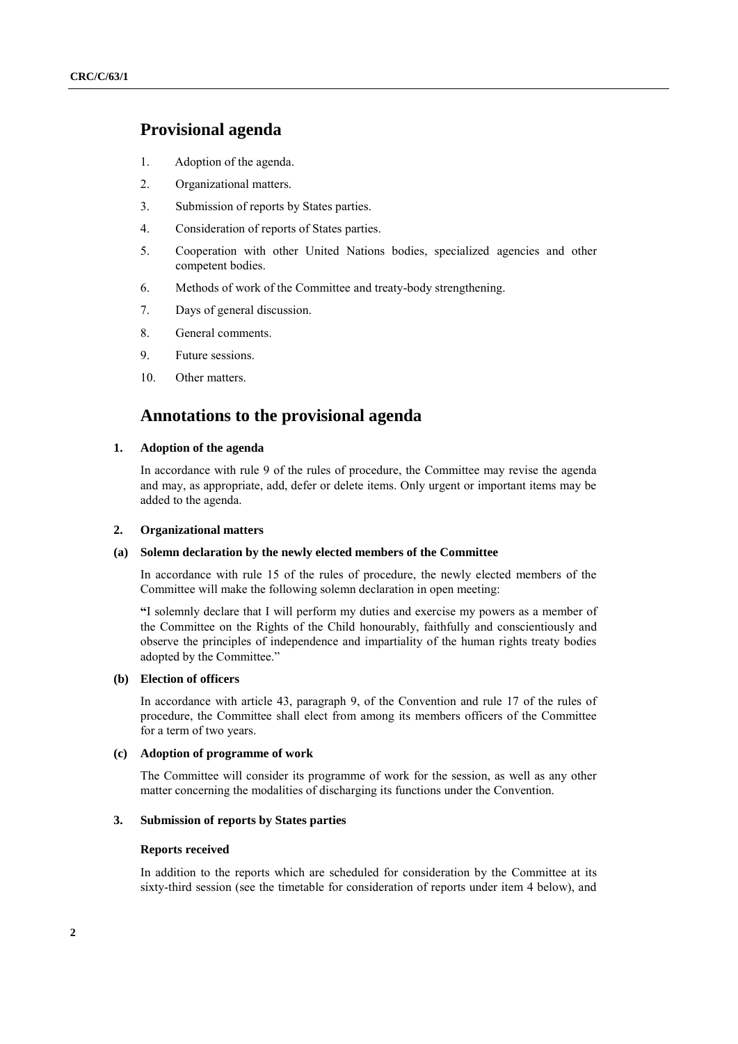## Provisional agenda

1. Adoption of the agenda.
2. Organizational matters.
3. Submission of reports by States parties.
4. Consideration of reports of States parties.
5. Cooperation with other United Nations bodies, specialized agencies and other competent bodies.
6. Methods of work of the Committee and treaty-body strengthening.
7. Days of general discussion.
8. General comments.
9. Future sessions.
10. Other matters.

## Annotations to the provisional agenda

### 1. Adoption of the agenda

In accordance with rule 9 of the rules of procedure, the Committee may revise the agenda and may, as appropriate, add, defer or delete items. Only urgent or important items may be added to the agenda.

### 2. Organizational matters

#### (a) Solemn declaration by the newly elected members of the Committee

In accordance with rule 15 of the rules of procedure, the newly elected members of the Committee will make the following solemn declaration in open meeting:

"I solemnly declare that I will perform my duties and exercise my powers as a member of the Committee on the Rights of the Child honourably, faithfully and conscientiously and observe the principles of independence and impartiality of the human rights treaty bodies adopted by the Committee."

#### (b) Election of officers

In accordance with article 43, paragraph 9, of the Convention and rule 17 of the rules of procedure, the Committee shall elect from among its members officers of the Committee for a term of two years.

#### (c) Adoption of programme of work

The Committee will consider its programme of work for the session, as well as any other matter concerning the modalities of discharging its functions under the Convention.

### 3. Submission of reports by States parties

**Reports received**

In addition to the reports which are scheduled for consideration by the Committee at its sixty-third session (see the timetable for consideration of reports under item 4 below), and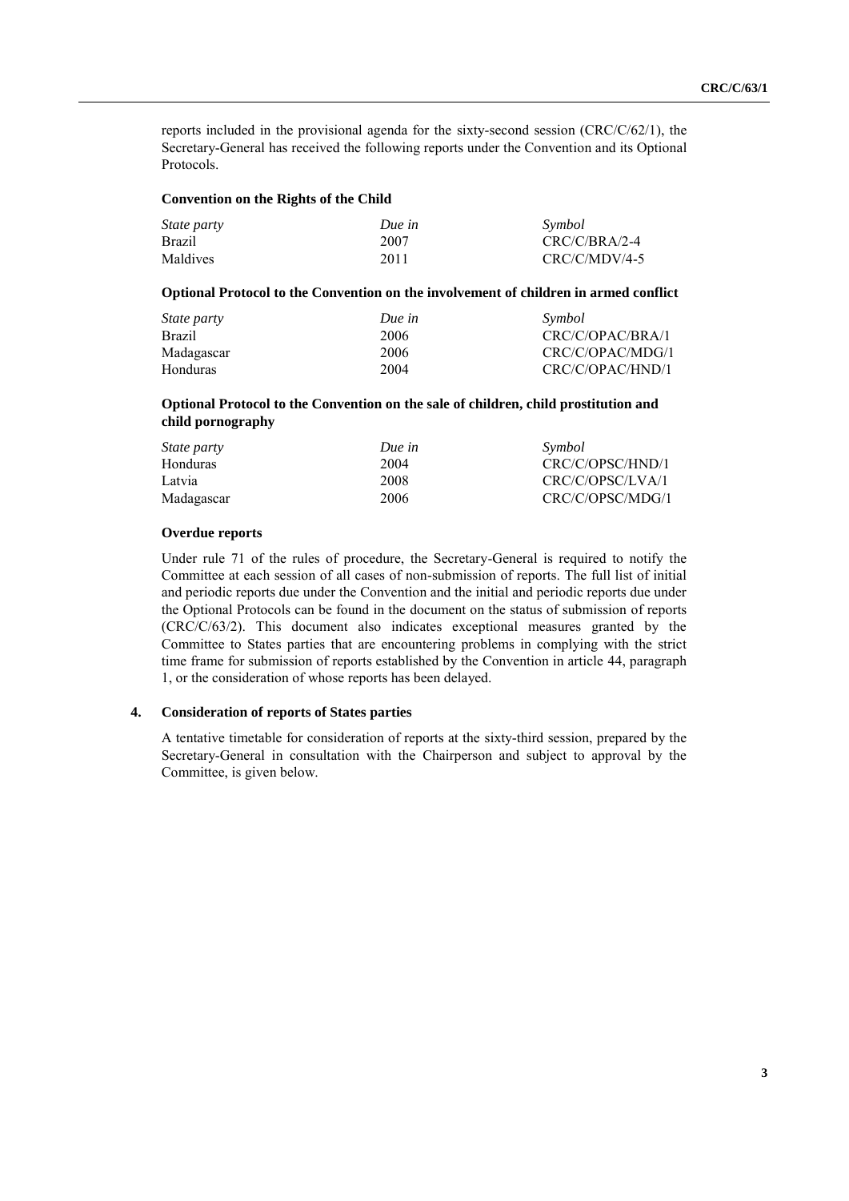reports included in the provisional agenda for the sixty-second session (CRC/C/62/1), the Secretary-General has received the following reports under the Convention and its Optional Protocols.

**Convention on the Rights of the Child**

| *State party* | *Due in* | *Symbol* |
| --- | --- | --- |
| Brazil | 2007 | CRC/C/BRA/2-4 |
| Maldives | 2011 | CRC/C/MDV/4-5 |

**Optional Protocol to the Convention on the involvement of children in armed conflict**

| *State party* | *Due in* | *Symbol* |
| --- | --- | --- |
| Brazil | 2006 | CRC/C/OPAC/BRA/1 |
| Madagascar | 2006 | CRC/C/OPAC/MDG/1 |
| Honduras | 2004 | CRC/C/OPAC/HND/1 |

**Optional Protocol to the Convention on the sale of children, child prostitution and child pornography**

| *State party* | *Due in* | *Symbol* |
| --- | --- | --- |
| Honduras | 2004 | CRC/C/OPSC/HND/1 |
| Latvia | 2008 | CRC/C/OPSC/LVA/1 |
| Madagascar | 2006 | CRC/C/OPSC/MDG/1 |

**Overdue reports**

Under rule 71 of the rules of procedure, the Secretary-General is required to notify the Committee at each session of all cases of non-submission of reports. The full list of initial and periodic reports due under the Convention and the initial and periodic reports due under the Optional Protocols can be found in the document on the status of submission of reports (CRC/C/63/2). This document also indicates exceptional measures granted by the Committee to States parties that are encountering problems in complying with the strict time frame for submission of reports established by the Convention in article 44, paragraph 1, or the consideration of whose reports has been delayed.

## 4. Consideration of reports of States parties

A tentative timetable for consideration of reports at the sixty-third session, prepared by the Secretary-General in consultation with the Chairperson and subject to approval by the Committee, is given below.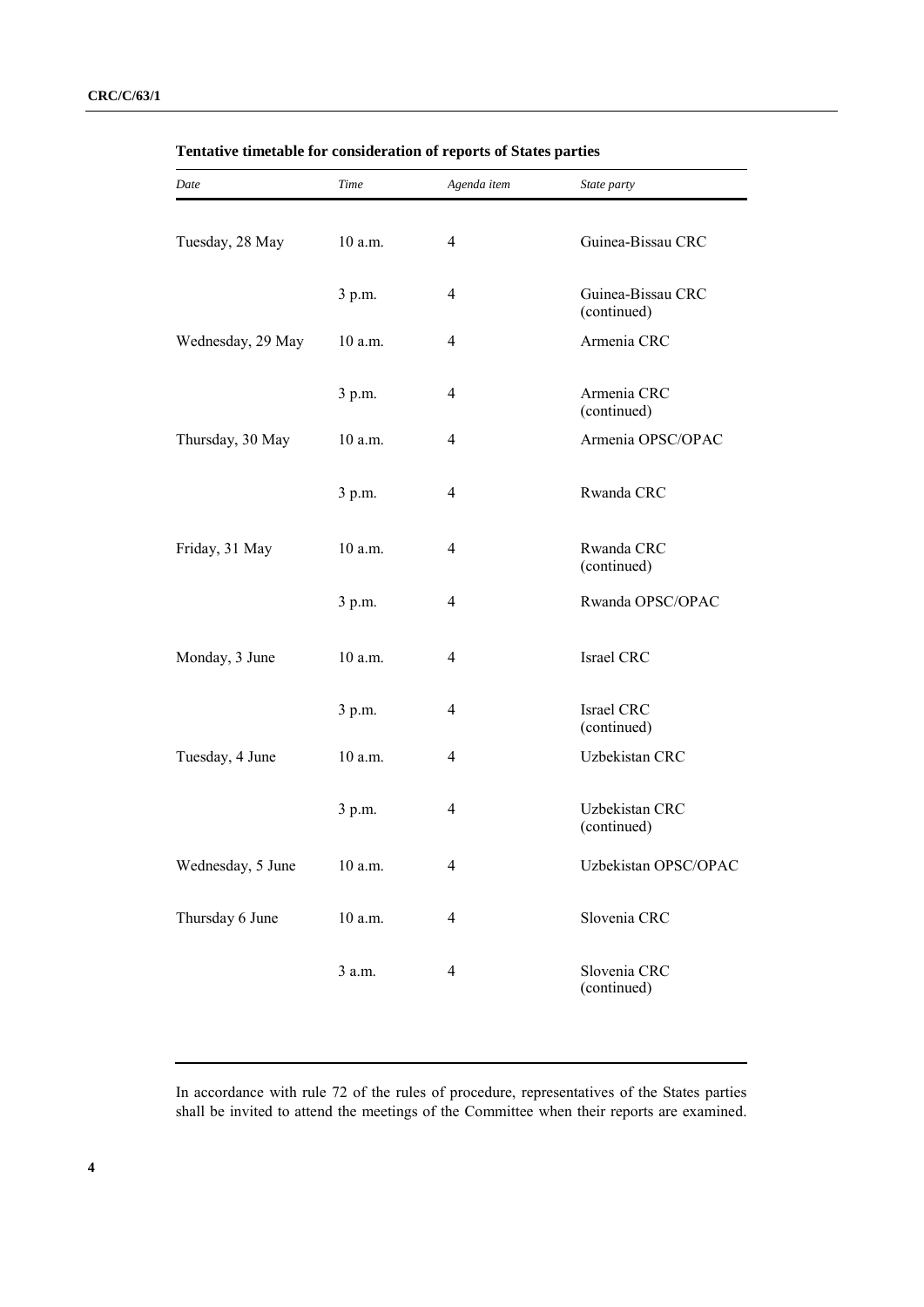**Tentative timetable for consideration of reports of States parties**

| *Date* | *Time* | *Agenda item* | *State party* |
|---|---|---|---|
| Tuesday, 28 May | 10 a.m. | 4 | Guinea-Bissau CRC |
| | 3 p.m. | 4 | Guinea-Bissau CRC (continued) |
| Wednesday, 29 May | 10 a.m. | 4 | Armenia CRC |
| | 3 p.m. | 4 | Armenia CRC (continued) |
| Thursday, 30 May | 10 a.m. | 4 | Armenia OPSC/OPAC |
| | 3 p.m. | 4 | Rwanda CRC |
| Friday, 31 May | 10 a.m. | 4 | Rwanda CRC (continued) |
| | 3 p.m. | 4 | Rwanda OPSC/OPAC |
| Monday, 3 June | 10 a.m. | 4 | Israel CRC |
| | 3 p.m. | 4 | Israel CRC (continued) |
| Tuesday, 4 June | 10 a.m. | 4 | Uzbekistan CRC |
| | 3 p.m. | 4 | Uzbekistan CRC (continued) |
| Wednesday, 5 June | 10 a.m. | 4 | Uzbekistan OPSC/OPAC |
| Thursday 6 June | 10 a.m. | 4 | Slovenia CRC |
| | 3 a.m. | 4 | Slovenia CRC (continued) |

In accordance with rule 72 of the rules of procedure, representatives of the States parties shall be invited to attend the meetings of the Committee when their reports are examined.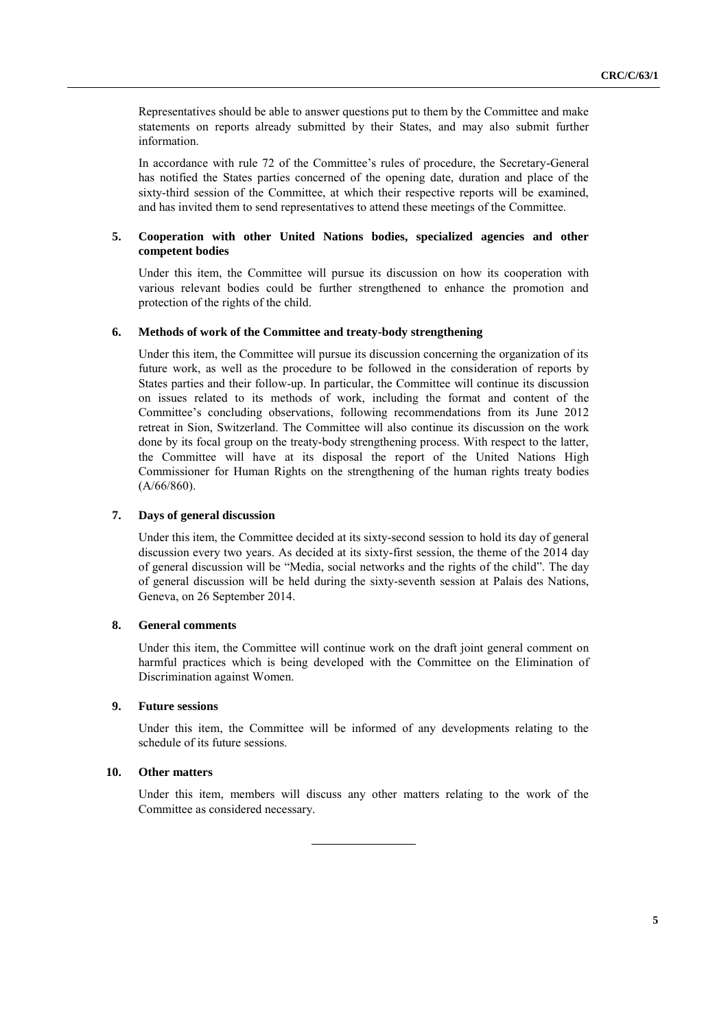Representatives should be able to answer questions put to them by the Committee and make statements on reports already submitted by their States, and may also submit further information.

In accordance with rule 72 of the Committee's rules of procedure, the Secretary-General has notified the States parties concerned of the opening date, duration and place of the sixty-third session of the Committee, at which their respective reports will be examined, and has invited them to send representatives to attend these meetings of the Committee.

### 5. Cooperation with other United Nations bodies, specialized agencies and other competent bodies

Under this item, the Committee will pursue its discussion on how its cooperation with various relevant bodies could be further strengthened to enhance the promotion and protection of the rights of the child.

### 6. Methods of work of the Committee and treaty-body strengthening

Under this item, the Committee will pursue its discussion concerning the organization of its future work, as well as the procedure to be followed in the consideration of reports by States parties and their follow-up. In particular, the Committee will continue its discussion on issues related to its methods of work, including the format and content of the Committee's concluding observations, following recommendations from its June 2012 retreat in Sion, Switzerland. The Committee will also continue its discussion on the work done by its focal group on the treaty-body strengthening process. With respect to the latter, the Committee will have at its disposal the report of the United Nations High Commissioner for Human Rights on the strengthening of the human rights treaty bodies (A/66/860).

### 7. Days of general discussion

Under this item, the Committee decided at its sixty-second session to hold its day of general discussion every two years. As decided at its sixty-first session, the theme of the 2014 day of general discussion will be "Media, social networks and the rights of the child". The day of general discussion will be held during the sixty-seventh session at Palais des Nations, Geneva, on 26 September 2014.

### 8. General comments

Under this item, the Committee will continue work on the draft joint general comment on harmful practices which is being developed with the Committee on the Elimination of Discrimination against Women.

### 9. Future sessions

Under this item, the Committee will be informed of any developments relating to the schedule of its future sessions.

### 10. Other matters

Under this item, members will discuss any other matters relating to the work of the Committee as considered necessary.